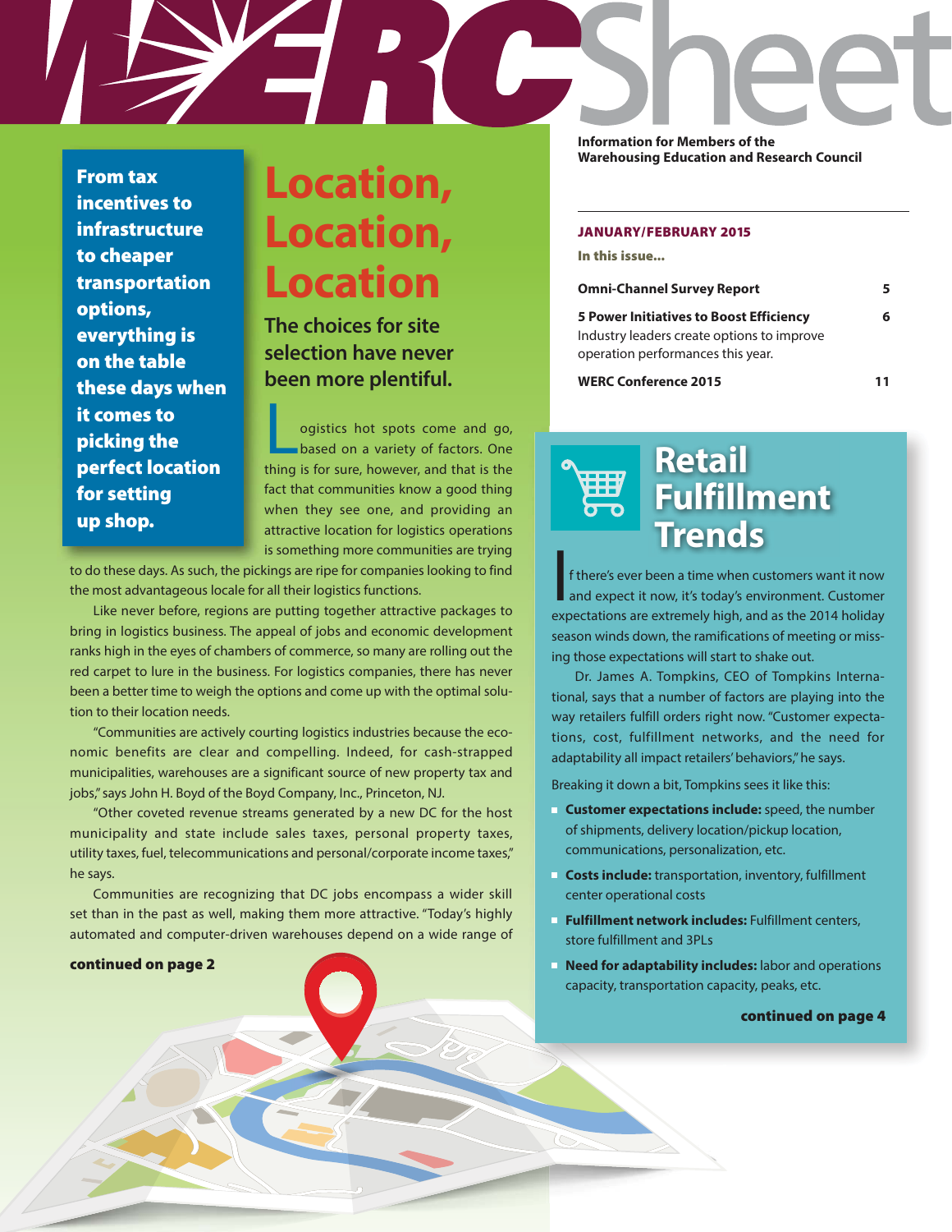# WERC Sheet

**Information for Members of the Warehousing Education and Research Council**

**JANUARY/FEBRUARY 2015**

**In this issue...**

| | |
|---|---|
| **Omni-Channel Survey Report** | 5 |
| **5 Power Initiatives to Boost Efficiency** Industry leaders create options to improve operation performances this year. | 6 |
| **WERC Conference 2015** | 11 |

**From tax incentives to infrastructure to cheaper transportation options, everything is on the table these days when it comes to picking the perfect location for setting up shop.**

## Location, Location, Location

### The choices for site selection have never been more plentiful.

Logistics hot spots come and go, based on a variety of factors. One thing is for sure, however, and that is the fact that communities know a good thing when they see one, and providing an attractive location for logistics operations is something more communities are trying to do these days. As such, the pickings are ripe for companies looking to find the most advantageous locale for all their logistics functions.

Like never before, regions are putting together attractive packages to bring in logistics business. The appeal of jobs and economic development ranks high in the eyes of chambers of commerce, so many are rolling out the red carpet to lure in the business. For logistics companies, there has never been a better time to weigh the options and come up with the optimal solution to their location needs.

"Communities are actively courting logistics industries because the economic benefits are clear and compelling. Indeed, for cash-strapped municipalities, warehouses are a significant source of new property tax and jobs," says John H. Boyd of the Boyd Company, Inc., Princeton, NJ.

"Other coveted revenue streams generated by a new DC for the host municipality and state include sales taxes, personal property taxes, utility taxes, fuel, telecommunications and personal/corporate income taxes," he says.

Communities are recognizing that DC jobs encompass a wider skill set than in the past as well, making them more attractive. "Today's highly automated and computer-driven warehouses depend on a wide range of

**continued on page 2**

## Retail Fulfillment Trends

If there's ever been a time when customers want it now and expect it now, it's today's environment. Customer expectations are extremely high, and as the 2014 holiday season winds down, the ramifications of meeting or missing those expectations will start to shake out.

Dr. James A. Tompkins, CEO of Tompkins International, says that a number of factors are playing into the way retailers fulfill orders right now. "Customer expectations, cost, fulfillment networks, and the need for adaptability all impact retailers' behaviors," he says.

Breaking it down a bit, Tompkins sees it like this:

- **Customer expectations include:** speed, the number of shipments, delivery location/pickup location, communications, personalization, etc.
- **Costs include:** transportation, inventory, fulfillment center operational costs
- **Fulfillment network includes:** Fulfillment centers, store fulfillment and 3PLs
- **Need for adaptability includes:** labor and operations capacity, transportation capacity, peaks, etc.

**continued on page 4**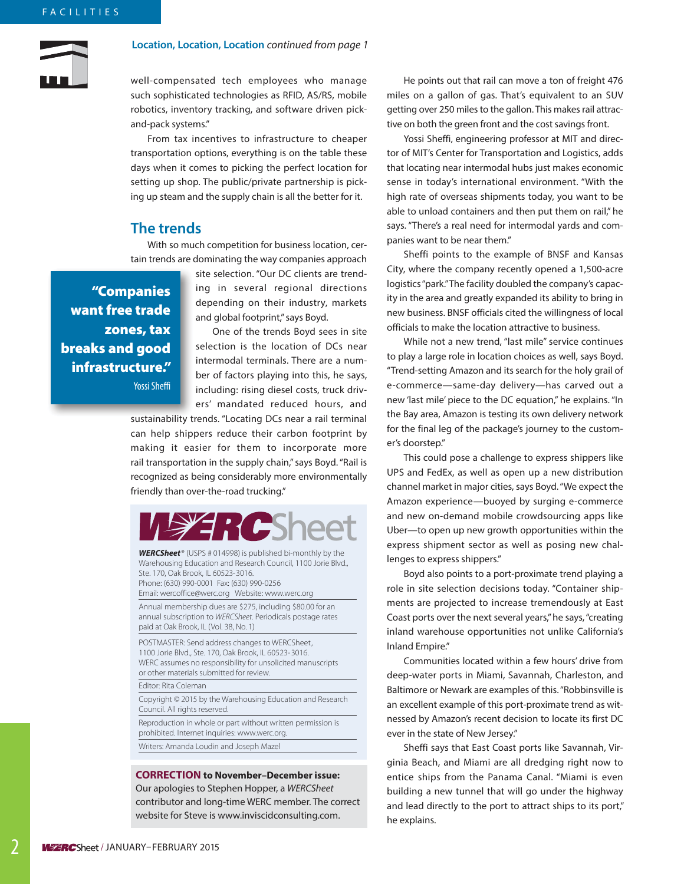**Location, Location, Location** *continued from page 1*

well-compensated tech employees who manage such sophisticated technologies as RFID, AS/RS, mobile robotics, inventory tracking, and software driven pick-and-pack systems."

From tax incentives to infrastructure to cheaper transportation options, everything is on the table these days when it comes to picking the perfect location for setting up shop. The public/private partnership is picking up steam and the supply chain is all the better for it.

## The trends

With so much competition for business location, certain trends are dominating the way companies approach site selection. "Our DC clients are trending in several regional directions depending on their industry, markets and global footprint," says Boyd.

> **"Companies want free trade zones, tax breaks and good infrastructure."**
> Yossi Sheffi

One of the trends Boyd sees in site selection is the location of DCs near intermodal terminals. There are a number of factors playing into this, he says, including: rising diesel costs, truck drivers' mandated reduced hours, and sustainability trends. "Locating DCs near a rail terminal can help shippers reduce their carbon footprint by making it easier for them to incorporate more rail transportation in the supply chain," says Boyd. "Rail is recognized as being considerably more environmentally friendly than over-the-road trucking."

He points out that rail can move a ton of freight 476 miles on a gallon of gas. That's equivalent to an SUV getting over 250 miles to the gallon. This makes rail attractive on both the green front and the cost savings front.

Yossi Sheffi, engineering professor at MIT and director of MIT's Center for Transportation and Logistics, adds that locating near intermodal hubs just makes economic sense in today's international environment. "With the high rate of overseas shipments today, you want to be able to unload containers and then put them on rail," he says. "There's a real need for intermodal yards and companies want to be near them."

Sheffi points to the example of BNSF and Kansas City, where the company recently opened a 1,500-acre logistics "park." The facility doubled the company's capacity in the area and greatly expanded its ability to bring in new business. BNSF officials cited the willingness of local officials to make the location attractive to business.

While not a new trend, "last mile" service continues to play a large role in location choices as well, says Boyd. "Trend-setting Amazon and its search for the holy grail of e-commerce—same-day delivery—has carved out a new 'last mile' piece to the DC equation," he explains. "In the Bay area, Amazon is testing its own delivery network for the final leg of the package's journey to the customer's doorstep."

This could pose a challenge to express shippers like UPS and FedEx, as well as open up a new distribution channel market in major cities, says Boyd. "We expect the Amazon experience—buoyed by surging e-commerce and new on-demand mobile crowdsourcing apps like Uber—to open up new growth opportunities within the express shipment sector as well as posing new challenges to express shippers."

Boyd also points to a port-proximate trend playing a role in site selection decisions today. "Container shipments are projected to increase tremendously at East Coast ports over the next several years," he says, "creating inland warehouse opportunities not unlike California's Inland Empire."

Communities located within a few hours' drive from deep-water ports in Miami, Savannah, Charleston, and Baltimore or Newark are examples of this. "Robbinsville is an excellent example of this port-proximate trend as witnessed by Amazon's recent decision to locate its first DC ever in the state of New Jersey."

Sheffi says that East Coast ports like Savannah, Virginia Beach, and Miami are all dredging right now to entice ships from the Panama Canal. "Miami is even building a new tunnel that will go under the highway and lead directly to the port to attract ships to its port," he explains.

---

**WERCSheet**

***WERCSheet***® (USPS # 014998) is published bi-monthly by the Warehousing Education and Research Council, 1100 Jorie Blvd., Ste. 170, Oak Brook, IL 60523-3016.
Phone: (630) 990-0001 Fax: (630) 990-0256
Email: wercoffice@werc.org Website: www.werc.org

Annual membership dues are $275, including $80.00 for an annual subscription to *WERCSheet*. Periodicals postage rates paid at Oak Brook, IL (Vol. 38, No. 1)

POSTMASTER: Send address changes to WERCSheet, 1100 Jorie Blvd., Ste. 170, Oak Brook, IL 60523-3016.
WERC assumes no responsibility for unsolicited manuscripts or other materials submitted for review.

Editor: Rita Coleman

Copyright © 2015 by the Warehousing Education and Research Council. All rights reserved.

Reproduction in whole or part without written permission is prohibited. Internet inquiries: www.werc.org.

Writers: Amanda Loudin and Joseph Mazel

---

**CORRECTION to November–December issue:**
Our apologies to Stephen Hopper, a *WERCSheet* contributor and long-time WERC member. The correct website for Steve is www.inviscidconsulting.com.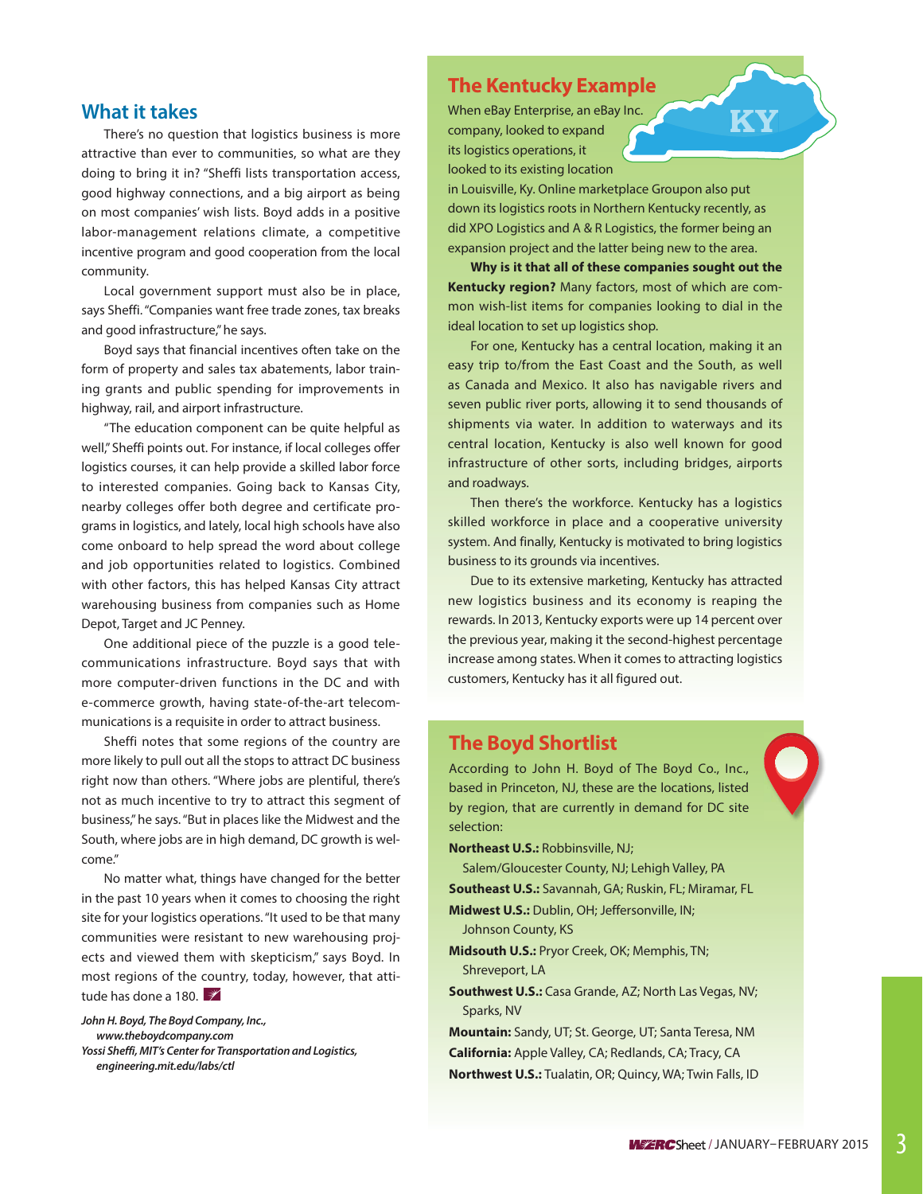## What it takes

There's no question that logistics business is more attractive than ever to communities, so what are they doing to bring it in? "Sheffi lists transportation access, good highway connections, and a big airport as being on most companies' wish lists. Boyd adds in a positive labor-management relations climate, a competitive incentive program and good cooperation from the local community.

Local government support must also be in place, says Sheffi. "Companies want free trade zones, tax breaks and good infrastructure," he says.

Boyd says that financial incentives often take on the form of property and sales tax abatements, labor training grants and public spending for improvements in highway, rail, and airport infrastructure.

"The education component can be quite helpful as well," Sheffi points out. For instance, if local colleges offer logistics courses, it can help provide a skilled labor force to interested companies. Going back to Kansas City, nearby colleges offer both degree and certificate programs in logistics, and lately, local high schools have also come onboard to help spread the word about college and job opportunities related to logistics. Combined with other factors, this has helped Kansas City attract warehousing business from companies such as Home Depot, Target and JC Penney.

One additional piece of the puzzle is a good telecommunications infrastructure. Boyd says that with more computer-driven functions in the DC and with e-commerce growth, having state-of-the-art telecommunications is a requisite in order to attract business.

Sheffi notes that some regions of the country are more likely to pull out all the stops to attract DC business right now than others. "Where jobs are plentiful, there's not as much incentive to try to attract this segment of business," he says. "But in places like the Midwest and the South, where jobs are in high demand, DC growth is welcome."

No matter what, things have changed for the better in the past 10 years when it comes to choosing the right site for your logistics operations. "It used to be that many communities were resistant to new warehousing projects and viewed them with skepticism," says Boyd. In most regions of the country, today, however, that attitude has done a 180.

*John H. Boyd, The Boyd Company, Inc., www.theboydcompany.com*
*Yossi Sheffi, MIT's Center for Transportation and Logistics, engineering.mit.edu/labs/ctl*

## The Kentucky Example

When eBay Enterprise, an eBay Inc. company, looked to expand its logistics operations, it looked to its existing location in Louisville, Ky. Online marketplace Groupon also put down its logistics roots in Northern Kentucky recently, as did XPO Logistics and A & R Logistics, the former being an expansion project and the latter being new to the area.

**Why is it that all of these companies sought out the Kentucky region?** Many factors, most of which are common wish-list items for companies looking to dial in the ideal location to set up logistics shop.

For one, Kentucky has a central location, making it an easy trip to/from the East Coast and the South, as well as Canada and Mexico. It also has navigable rivers and seven public river ports, allowing it to send thousands of shipments via water. In addition to waterways and its central location, Kentucky is also well known for good infrastructure of other sorts, including bridges, airports and roadways.

Then there's the workforce. Kentucky has a logistics skilled workforce in place and a cooperative university system. And finally, Kentucky is motivated to bring logistics business to its grounds via incentives.

Due to its extensive marketing, Kentucky has attracted new logistics business and its economy is reaping the rewards. In 2013, Kentucky exports were up 14 percent over the previous year, making it the second-highest percentage increase among states. When it comes to attracting logistics customers, Kentucky has it all figured out.

## The Boyd Shortlist

According to John H. Boyd of The Boyd Co., Inc., based in Princeton, NJ, these are the locations, listed by region, that are currently in demand for DC site selection:

**Northeast U.S.:** Robbinsville, NJ; Salem/Gloucester County, NJ; Lehigh Valley, PA

**Southeast U.S.:** Savannah, GA; Ruskin, FL; Miramar, FL

**Midwest U.S.:** Dublin, OH; Jeffersonville, IN; Johnson County, KS

**Midsouth U.S.:** Pryor Creek, OK; Memphis, TN; Shreveport, LA

**Southwest U.S.:** Casa Grande, AZ; North Las Vegas, NV; Sparks, NV

**Mountain:** Sandy, UT; St. George, UT; Santa Teresa, NM

**California:** Apple Valley, CA; Redlands, CA; Tracy, CA

**Northwest U.S.:** Tualatin, OR; Quincy, WA; Twin Falls, ID